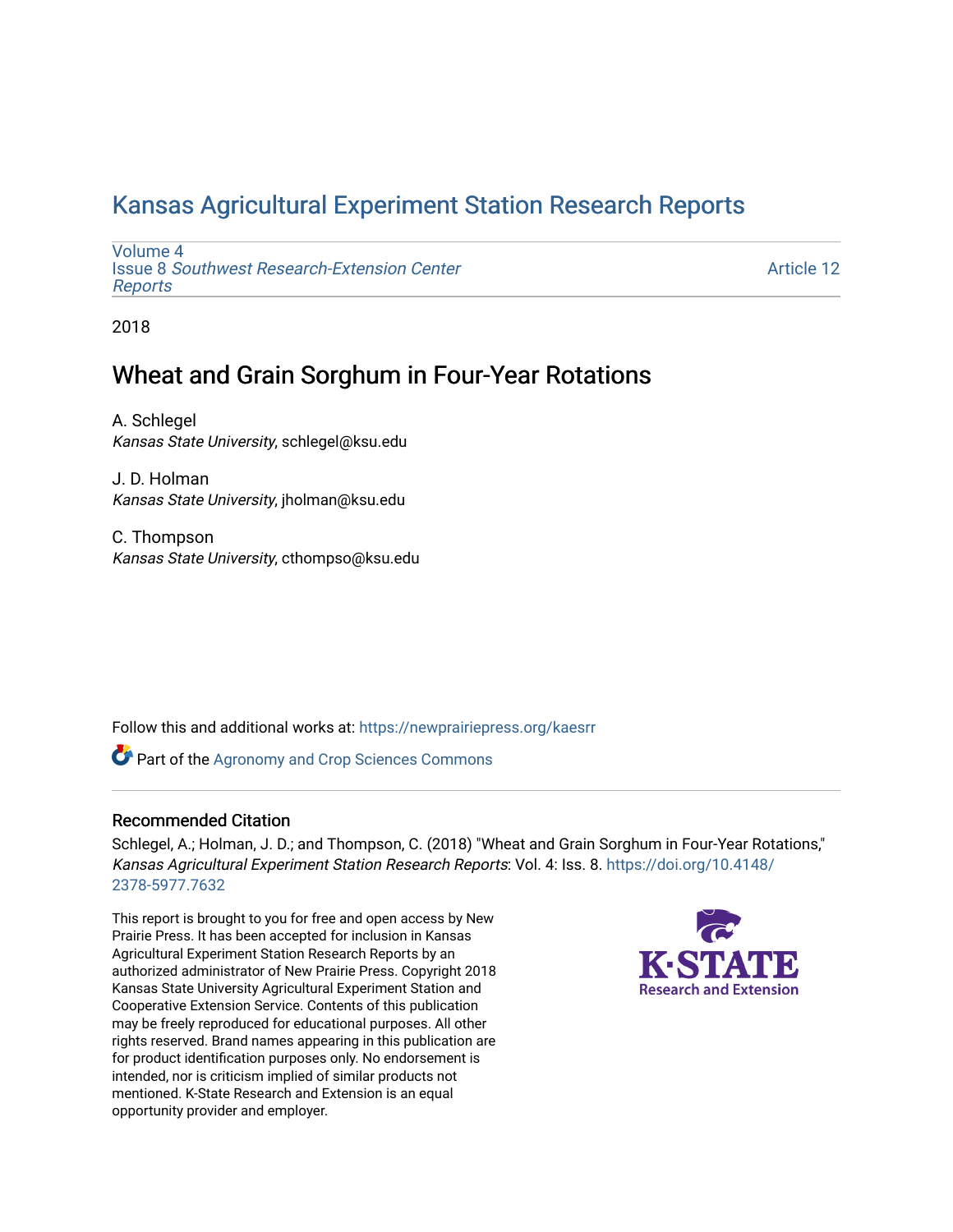# Kansas Agricultural Experiment Station Research Reports

Volume 4
Issue 8 *Southwest Research-Extension Center Reports*

Article 12

2018

## Wheat and Grain Sorghum in Four-Year Rotations

A. Schlegel
*Kansas State University*, schlegel@ksu.edu

J. D. Holman
*Kansas State University*, jholman@ksu.edu

C. Thompson
*Kansas State University*, cthompso@ksu.edu

Follow this and additional works at: https://newprairiepress.org/kaesrr

Part of the Agronomy and Crop Sciences Commons

### Recommended Citation

Schlegel, A.; Holman, J. D.; and Thompson, C. (2018) "Wheat and Grain Sorghum in Four-Year Rotations," *Kansas Agricultural Experiment Station Research Reports*: Vol. 4: Iss. 8. https://doi.org/10.4148/2378-5977.7632

This report is brought to you for free and open access by New Prairie Press. It has been accepted for inclusion in Kansas Agricultural Experiment Station Research Reports by an authorized administrator of New Prairie Press. Copyright 2018 Kansas State University Agricultural Experiment Station and Cooperative Extension Service. Contents of this publication may be freely reproduced for educational purposes. All other rights reserved. Brand names appearing in this publication are for product identification purposes only. No endorsement is intended, nor is criticism implied of similar products not mentioned. K-State Research and Extension is an equal opportunity provider and employer.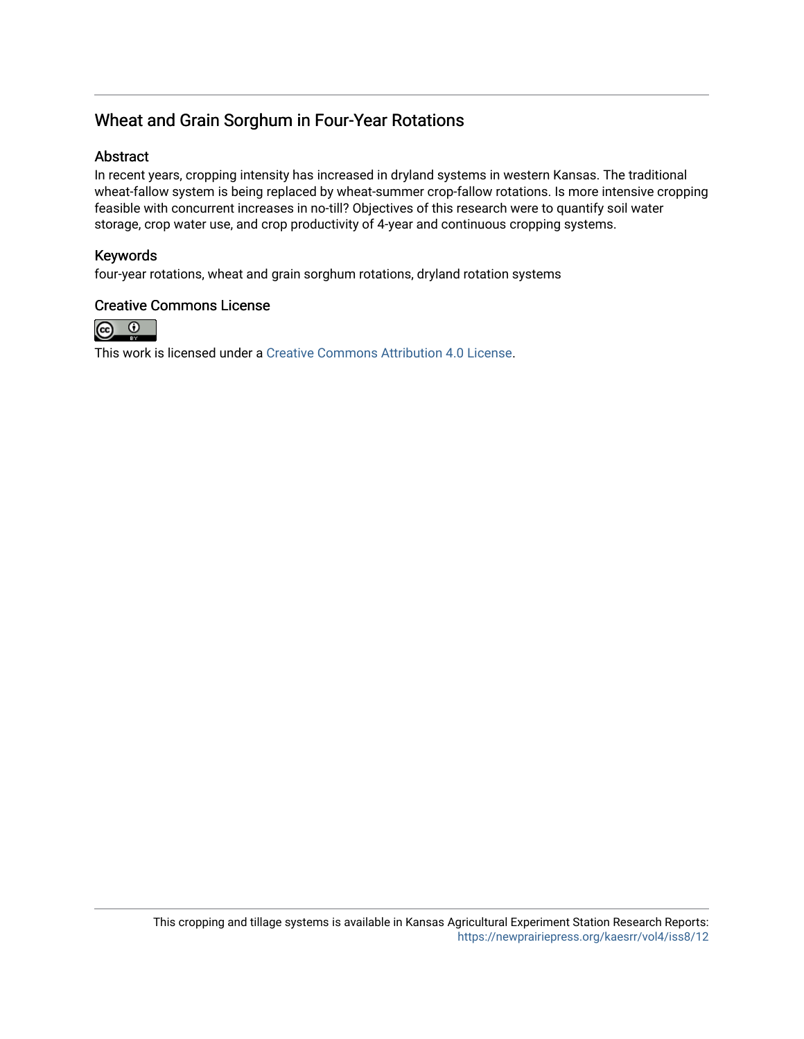## Wheat and Grain Sorghum in Four-Year Rotations

### Abstract

In recent years, cropping intensity has increased in dryland systems in western Kansas. The traditional wheat-fallow system is being replaced by wheat-summer crop-fallow rotations. Is more intensive cropping feasible with concurrent increases in no-till? Objectives of this research were to quantify soil water storage, crop water use, and crop productivity of 4-year and continuous cropping systems.

### Keywords

four-year rotations, wheat and grain sorghum rotations, dryland rotation systems

### Creative Commons License

This work is licensed under a Creative Commons Attribution 4.0 License.

This cropping and tillage systems is available in Kansas Agricultural Experiment Station Research Reports: https://newprairiepress.org/kaesrr/vol4/iss8/12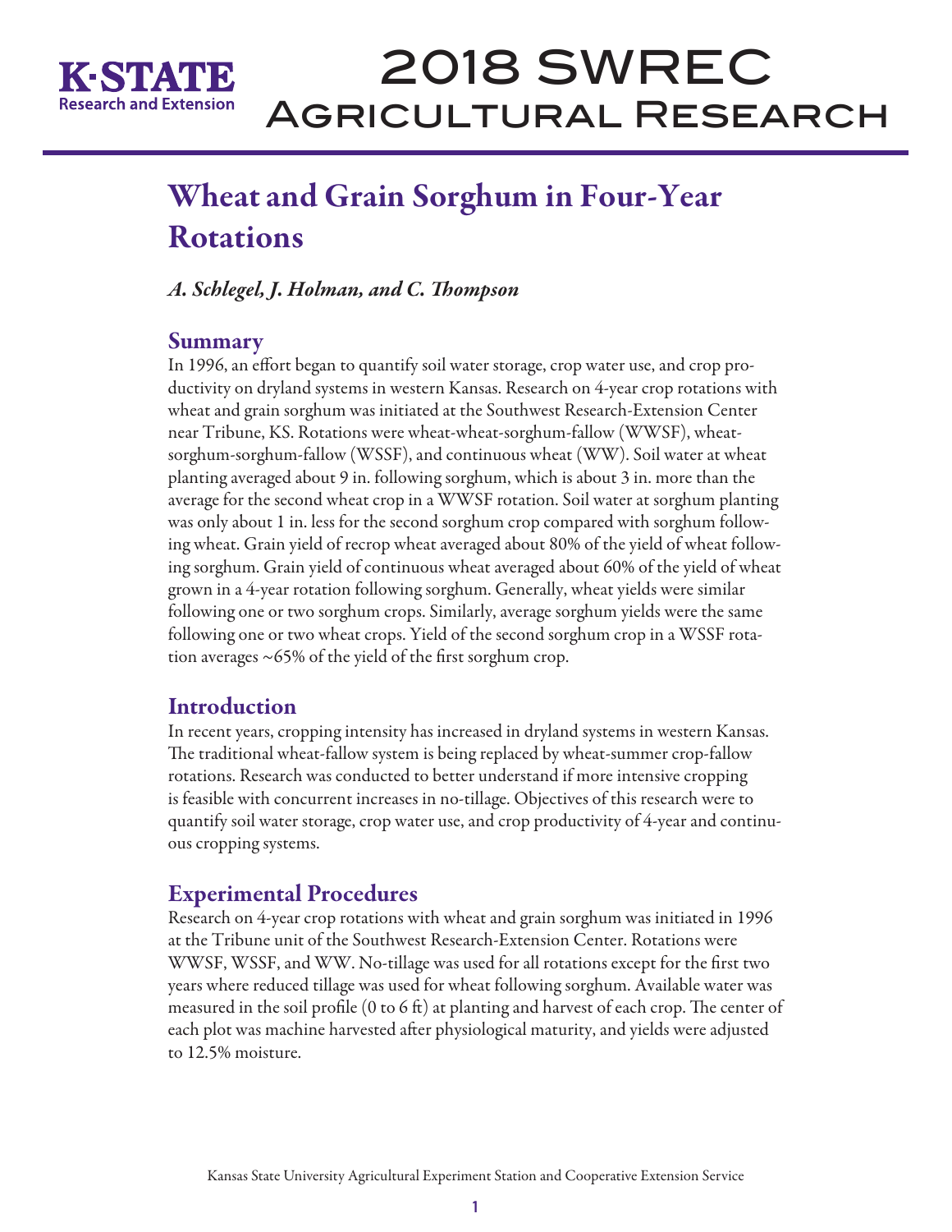# Wheat and Grain Sorghum in Four-Year Rotations

*A. Schlegel, J. Holman, and C. Thompson*

## Summary

In 1996, an effort began to quantify soil water storage, crop water use, and crop productivity on dryland systems in western Kansas. Research on 4-year crop rotations with wheat and grain sorghum was initiated at the Southwest Research-Extension Center near Tribune, KS. Rotations were wheat-wheat-sorghum-fallow (WWSF), wheat-sorghum-sorghum-fallow (WSSF), and continuous wheat (WW). Soil water at wheat planting averaged about 9 in. following sorghum, which is about 3 in. more than the average for the second wheat crop in a WWSF rotation. Soil water at sorghum planting was only about 1 in. less for the second sorghum crop compared with sorghum following wheat. Grain yield of recrop wheat averaged about 80% of the yield of wheat following sorghum. Grain yield of continuous wheat averaged about 60% of the yield of wheat grown in a 4-year rotation following sorghum. Generally, wheat yields were similar following one or two sorghum crops. Similarly, average sorghum yields were the same following one or two wheat crops. Yield of the second sorghum crop in a WSSF rotation averages ~65% of the yield of the first sorghum crop.

## Introduction

In recent years, cropping intensity has increased in dryland systems in western Kansas. The traditional wheat-fallow system is being replaced by wheat-summer crop-fallow rotations. Research was conducted to better understand if more intensive cropping is feasible with concurrent increases in no-tillage. Objectives of this research were to quantify soil water storage, crop water use, and crop productivity of 4-year and continuous cropping systems.

## Experimental Procedures

Research on 4-year crop rotations with wheat and grain sorghum was initiated in 1996 at the Tribune unit of the Southwest Research-Extension Center. Rotations were WWSF, WSSF, and WW. No-tillage was used for all rotations except for the first two years where reduced tillage was used for wheat following sorghum. Available water was measured in the soil profile (0 to 6 ft) at planting and harvest of each crop. The center of each plot was machine harvested after physiological maturity, and yields were adjusted to 12.5% moisture.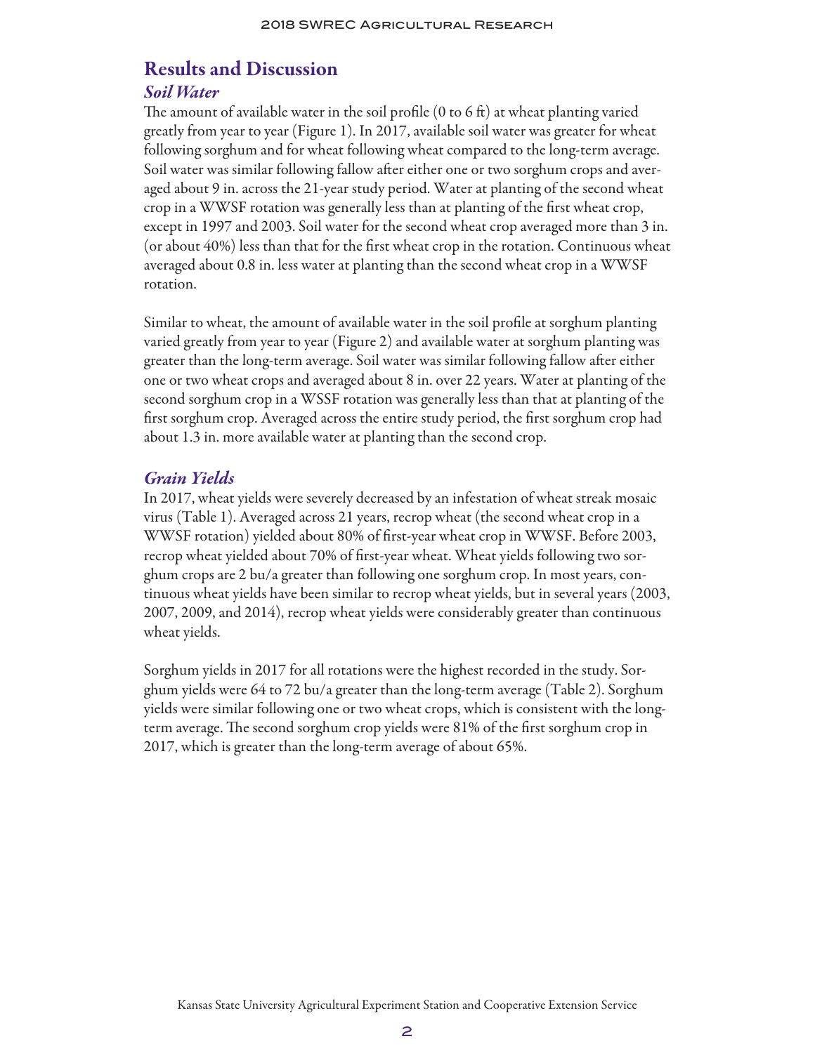## Results and Discussion

### *Soil Water*

The amount of available water in the soil profile (0 to 6 ft) at wheat planting varied greatly from year to year (Figure 1). In 2017, available soil water was greater for wheat following sorghum and for wheat following wheat compared to the long-term average. Soil water was similar following fallow after either one or two sorghum crops and averaged about 9 in. across the 21-year study period. Water at planting of the second wheat crop in a WWSF rotation was generally less than at planting of the first wheat crop, except in 1997 and 2003. Soil water for the second wheat crop averaged more than 3 in. (or about 40%) less than that for the first wheat crop in the rotation. Continuous wheat averaged about 0.8 in. less water at planting than the second wheat crop in a WWSF rotation.

Similar to wheat, the amount of available water in the soil profile at sorghum planting varied greatly from year to year (Figure 2) and available water at sorghum planting was greater than the long-term average. Soil water was similar following fallow after either one or two wheat crops and averaged about 8 in. over 22 years. Water at planting of the second sorghum crop in a WSSF rotation was generally less than that at planting of the first sorghum crop. Averaged across the entire study period, the first sorghum crop had about 1.3 in. more available water at planting than the second crop.

### *Grain Yields*

In 2017, wheat yields were severely decreased by an infestation of wheat streak mosaic virus (Table 1). Averaged across 21 years, recrop wheat (the second wheat crop in a WWSF rotation) yielded about 80% of first-year wheat crop in WWSF. Before 2003, recrop wheat yielded about 70% of first-year wheat. Wheat yields following two sorghum crops are 2 bu/a greater than following one sorghum crop. In most years, continuous wheat yields have been similar to recrop wheat yields, but in several years (2003, 2007, 2009, and 2014), recrop wheat yields were considerably greater than continuous wheat yields.

Sorghum yields in 2017 for all rotations were the highest recorded in the study. Sorghum yields were 64 to 72 bu/a greater than the long-term average (Table 2). Sorghum yields were similar following one or two wheat crops, which is consistent with the long-term average. The second sorghum crop yields were 81% of the first sorghum crop in 2017, which is greater than the long-term average of about 65%.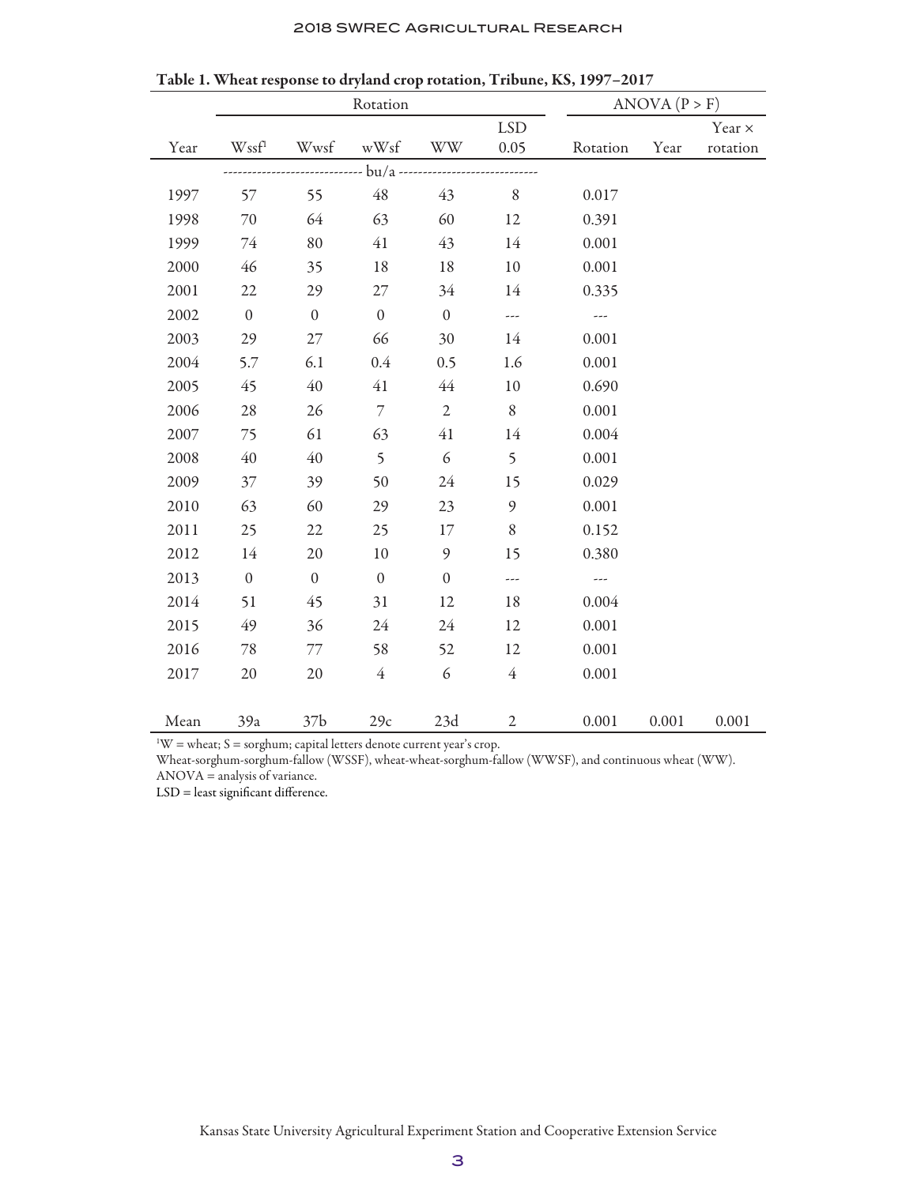**Table 1. Wheat response to dryland crop rotation, Tribune, KS, 1997–2017**

| | Rotation | | | | | ANOVA (P > F) | | |
|---|---|---|---|---|---|---|---|---|
| Year | Wssf[1] | Wwsf | wWsf | WW | LSD 0.05 | Rotation | Year | Year × rotation |
| | ---------- bu/a ---------- | | | | | | | |
| 1997 | 57 | 55 | 48 | 43 | 8 | 0.017 | | |
| 1998 | 70 | 64 | 63 | 60 | 12 | 0.391 | | |
| 1999 | 74 | 80 | 41 | 43 | 14 | 0.001 | | |
| 2000 | 46 | 35 | 18 | 18 | 10 | 0.001 | | |
| 2001 | 22 | 29 | 27 | 34 | 14 | 0.335 | | |
| 2002 | 0 | 0 | 0 | 0 | --- | --- | | |
| 2003 | 29 | 27 | 66 | 30 | 14 | 0.001 | | |
| 2004 | 5.7 | 6.1 | 0.4 | 0.5 | 1.6 | 0.001 | | |
| 2005 | 45 | 40 | 41 | 44 | 10 | 0.690 | | |
| 2006 | 28 | 26 | 7 | 2 | 8 | 0.001 | | |
| 2007 | 75 | 61 | 63 | 41 | 14 | 0.004 | | |
| 2008 | 40 | 40 | 5 | 6 | 5 | 0.001 | | |
| 2009 | 37 | 39 | 50 | 24 | 15 | 0.029 | | |
| 2010 | 63 | 60 | 29 | 23 | 9 | 0.001 | | |
| 2011 | 25 | 22 | 25 | 17 | 8 | 0.152 | | |
| 2012 | 14 | 20 | 10 | 9 | 15 | 0.380 | | |
| 2013 | 0 | 0 | 0 | 0 | --- | --- | | |
| 2014 | 51 | 45 | 31 | 12 | 18 | 0.004 | | |
| 2015 | 49 | 36 | 24 | 24 | 12 | 0.001 | | |
| 2016 | 78 | 77 | 58 | 52 | 12 | 0.001 | | |
| 2017 | 20 | 20 | 4 | 6 | 4 | 0.001 | | |
| Mean | 39a | 37b | 29c | 23d | 2 | 0.001 | 0.001 | 0.001 |

[1]W = wheat; S = sorghum; capital letters denote current year's crop.

Wheat-sorghum-sorghum-fallow (WSSF), wheat-wheat-sorghum-fallow (WWSF), and continuous wheat (WW).

ANOVA = analysis of variance.

LSD = least significant difference.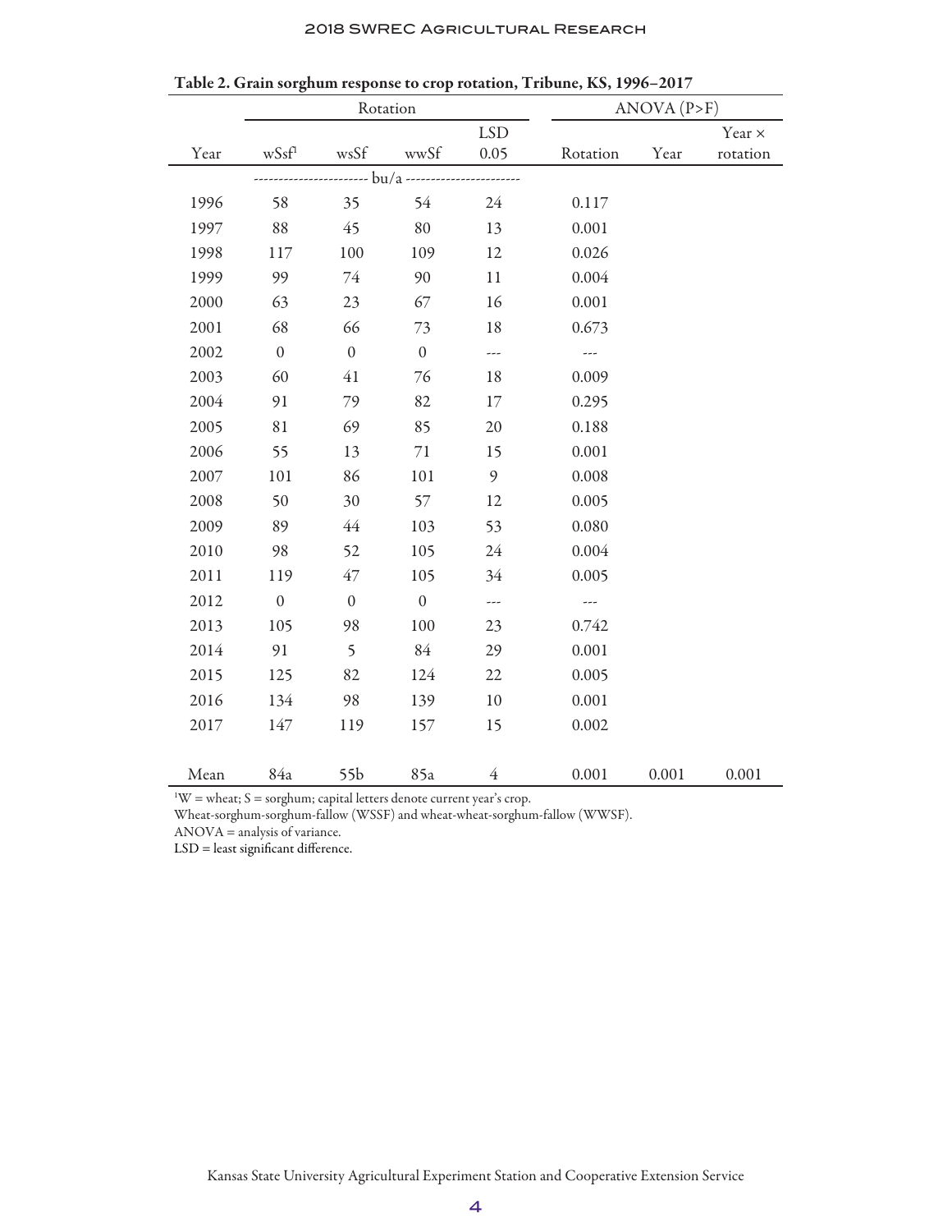**Table 2. Grain sorghum response to crop rotation, Tribune, KS, 1996–2017**

| | Rotation | | | | ANOVA (P>F) | | |
|---|---|---|---|---|---|---|---|
| Year | wSsf[1] | wsSf | wwSf | LSD 0.05 | Rotation | Year | Year × rotation |
| | ---------- bu/a ---------- | | | | | | |
| 1996 | 58 | 35 | 54 | 24 | 0.117 | | |
| 1997 | 88 | 45 | 80 | 13 | 0.001 | | |
| 1998 | 117 | 100 | 109 | 12 | 0.026 | | |
| 1999 | 99 | 74 | 90 | 11 | 0.004 | | |
| 2000 | 63 | 23 | 67 | 16 | 0.001 | | |
| 2001 | 68 | 66 | 73 | 18 | 0.673 | | |
| 2002 | 0 | 0 | 0 | --- | --- | | |
| 2003 | 60 | 41 | 76 | 18 | 0.009 | | |
| 2004 | 91 | 79 | 82 | 17 | 0.295 | | |
| 2005 | 81 | 69 | 85 | 20 | 0.188 | | |
| 2006 | 55 | 13 | 71 | 15 | 0.001 | | |
| 2007 | 101 | 86 | 101 | 9 | 0.008 | | |
| 2008 | 50 | 30 | 57 | 12 | 0.005 | | |
| 2009 | 89 | 44 | 103 | 53 | 0.080 | | |
| 2010 | 98 | 52 | 105 | 24 | 0.004 | | |
| 2011 | 119 | 47 | 105 | 34 | 0.005 | | |
| 2012 | 0 | 0 | 0 | --- | --- | | |
| 2013 | 105 | 98 | 100 | 23 | 0.742 | | |
| 2014 | 91 | 5 | 84 | 29 | 0.001 | | |
| 2015 | 125 | 82 | 124 | 22 | 0.005 | | |
| 2016 | 134 | 98 | 139 | 10 | 0.001 | | |
| 2017 | 147 | 119 | 157 | 15 | 0.002 | | |
| Mean | 84a | 55b | 85a | 4 | 0.001 | 0.001 | 0.001 |

[1]W = wheat; S = sorghum; capital letters denote current year's crop.
Wheat-sorghum-sorghum-fallow (WSSF) and wheat-wheat-sorghum-fallow (WWSF).
ANOVA = analysis of variance.
LSD = least significant difference.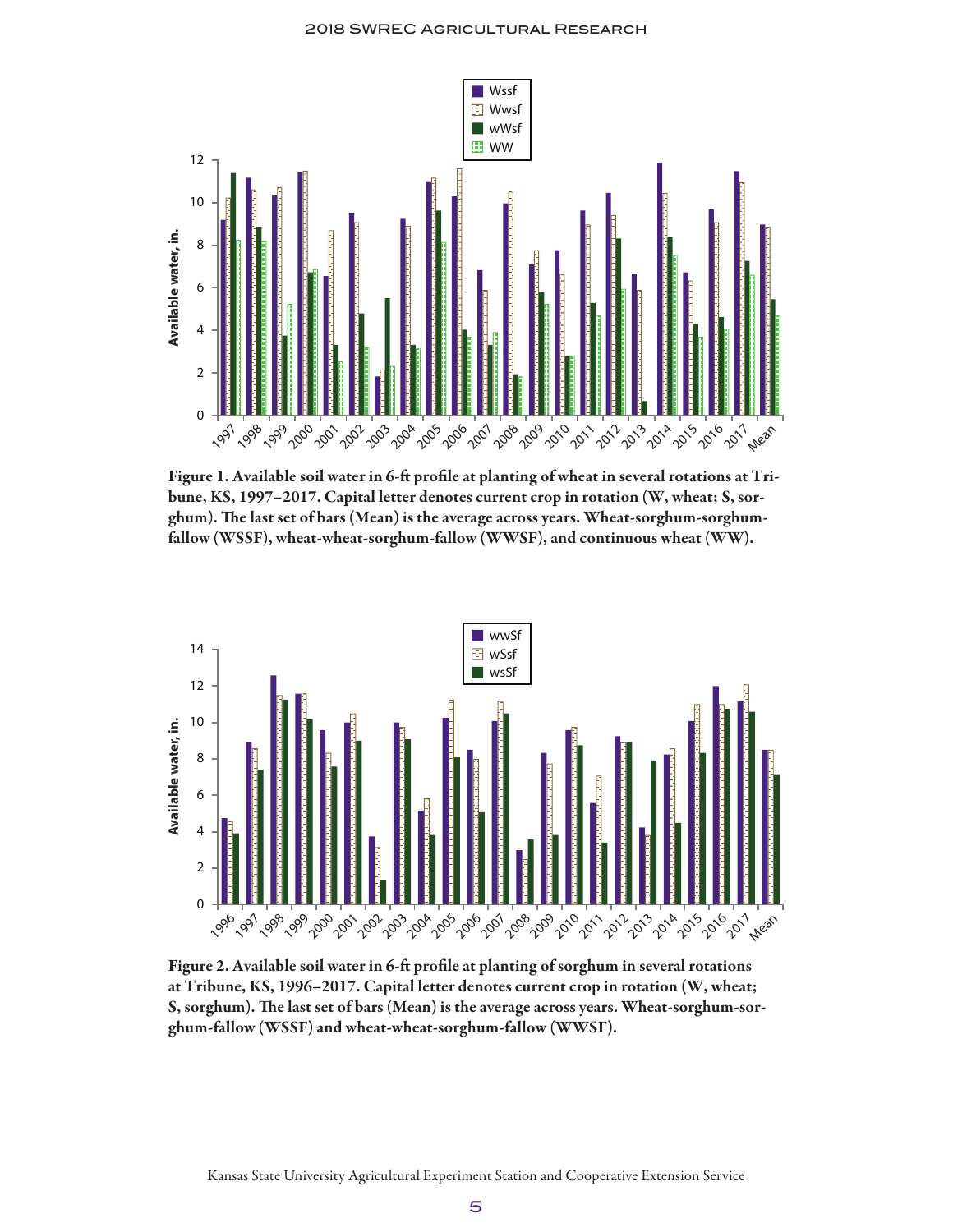Wssf
Wwsf
wWsf
WW

Available water, in.

0
2
4
6
8
10
12

1997 1998 1999 2000 2001 2002 2003 2004 2005 2006 2007 2008 2009 2010 2011 2012 2013 2014 2015 2016 2017 Mean

**Figure 1. Available soil water in 6-ft profile at planting of wheat in several rotations at Tribune, KS, 1997–2017. Capital letter denotes current crop in rotation (W, wheat; S, sorghum). The last set of bars (Mean) is the average across years. Wheat-sorghum-sorghum-fallow (WSSF), wheat-wheat-sorghum-fallow (WWSF), and continuous wheat (WW).**

wwSf
wSsf
wsSf

Available water, in.

0
2
4
6
8
10
12
14

1996 1997 1998 1999 2000 2001 2002 2003 2004 2005 2006 2007 2008 2009 2010 2011 2012 2013 2014 2015 2016 2017 Mean

**Figure 2. Available soil water in 6-ft profile at planting of sorghum in several rotations at Tribune, KS, 1996–2017. Capital letter denotes current crop in rotation (W, wheat; S, sorghum). The last set of bars (Mean) is the average across years. Wheat-sorghum-sorghum-fallow (WSSF) and wheat-wheat-sorghum-fallow (WWSF).**